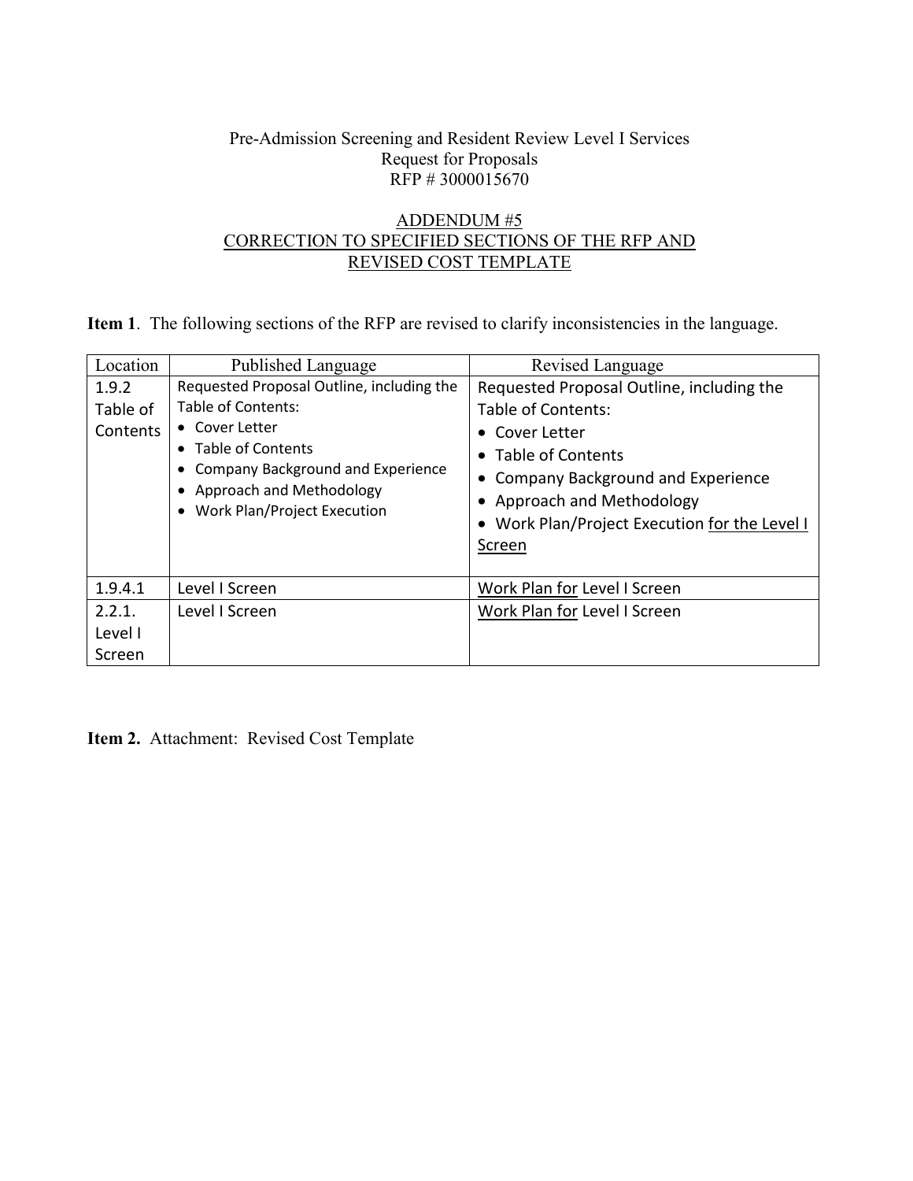Pre-Admission Screening and Resident Review Level I Services
Request for Proposals
RFP # 3000015670

ADDENDUM #5
CORRECTION TO SPECIFIED SECTIONS OF THE RFP AND REVISED COST TEMPLATE

**Item 1**. The following sections of the RFP are revised to clarify inconsistencies in the language.

| Location | Published Language | Revised Language |
|---|---|---|
| 1.9.2 Table of Contents | Requested Proposal Outline, including the Table of Contents:<br>• Cover Letter<br>• Table of Contents<br>• Company Background and Experience<br>• Approach and Methodology<br>• Work Plan/Project Execution | Requested Proposal Outline, including the Table of Contents:<br>• Cover Letter<br>• Table of Contents<br>• Company Background and Experience<br>• Approach and Methodology<br>• Work Plan/Project Execution <u>for the Level I Screen</u> |
| 1.9.4.1 | Level I Screen | <u>Work Plan for</u> Level I Screen |
| 2.2.1. Level I Screen | Level I Screen | <u>Work Plan for</u> Level I Screen |

**Item 2.** Attachment: Revised Cost Template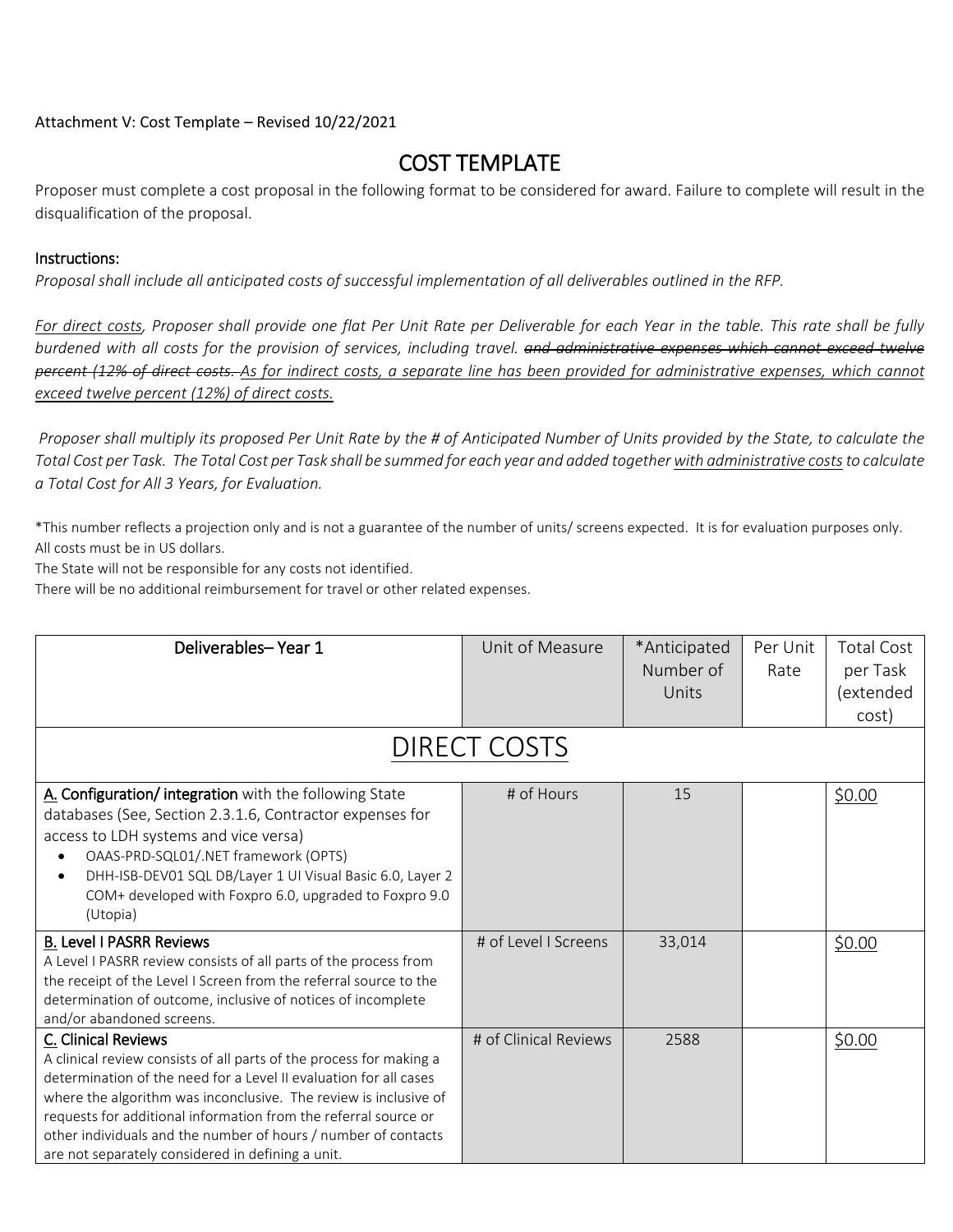Attachment V: Cost Template – Revised 10/22/2021

# COST TEMPLATE

Proposer must complete a cost proposal in the following format to be considered for award. Failure to complete will result in the disqualification of the proposal.

**Instructions:**

*Proposal shall include all anticipated costs of successful implementation of all deliverables outlined in the RFP.*

*<u>For direct costs</u>, Proposer shall provide one flat Per Unit Rate per Deliverable for each Year in the table. This rate shall be fully burdened with all costs for the provision of services, including travel. ~~and administrative expenses which cannot exceed twelve percent (12% of direct costs.~~ <u>As for indirect costs, a separate line has been provided for administrative expenses, which cannot exceed twelve percent (12%) of direct costs.</u>*

*Proposer shall multiply its proposed Per Unit Rate by the # of Anticipated Number of Units provided by the State, to calculate the Total Cost per Task. The Total Cost per Task shall be summed for each year and added together <u>with administrative costs</u> to calculate a Total Cost for All 3 Years, for Evaluation.*

*This number reflects a projection only and is not a guarantee of the number of units/ screens expected. It is for evaluation purposes only.
All costs must be in US dollars.
The State will not be responsible for any costs not identified.
There will be no additional reimbursement for travel or other related expenses.

| Deliverables– Year 1 | Unit of Measure | *Anticipated Number of Units | Per Unit Rate | Total Cost per Task (extended cost) |
|---|---|---|---|---|
| **DIRECT COSTS** | | | | |
| **<u>A.</u> Configuration/ integration** with the following State databases (See, Section 2.3.1.6, Contractor expenses for access to LDH systems and vice versa)<br>• OAAS-PRD-SQL01/.NET framework (OPTS)<br>• DHH-ISB-DEV01 SQL DB/Layer 1 UI Visual Basic 6.0, Layer 2 COM+ developed with Foxpro 6.0, upgraded to Foxpro 9.0 (Utopia) | # of Hours | 15 | | <u>$0.00</u> |
| **<u>B.</u> Level I PASRR Reviews**<br>A Level I PASRR review consists of all parts of the process from the receipt of the Level I Screen from the referral source to the determination of outcome, inclusive of notices of incomplete and/or abandoned screens. | # of Level I Screens | 33,014 | | <u>$0.00</u> |
| **<u>C.</u> Clinical Reviews**<br>A clinical review consists of all parts of the process for making a determination of the need for a Level II evaluation for all cases where the algorithm was inconclusive. The review is inclusive of requests for additional information from the referral source or other individuals and the number of hours / number of contacts are not separately considered in defining a unit. | # of Clinical Reviews | 2588 | | <u>$0.00</u> |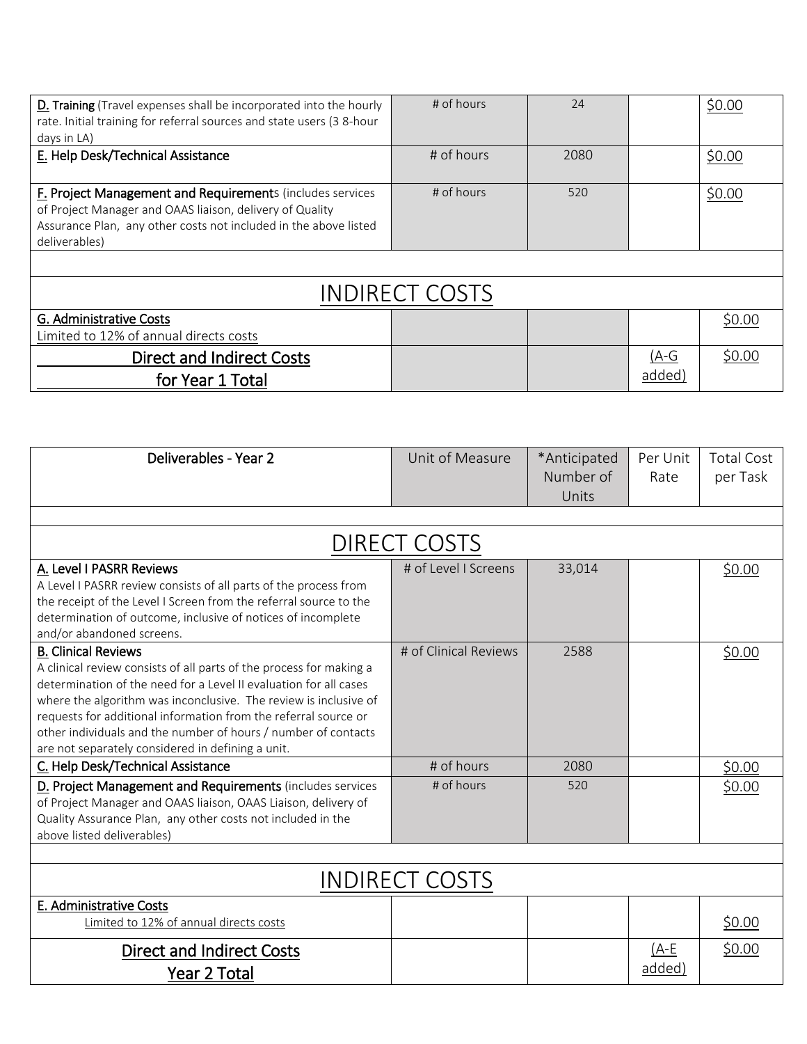| D. **Training** (Travel expenses shall be incorporated into the hourly rate. Initial training for referral sources and state users (3 8-hour days in LA) | # of hours | 24 | | $0.00 |
|---|---|---|---|---|
| E. **Help Desk/Technical Assistance** | # of hours | 2080 | | $0.00 |
| F. **Project Management and Requirements** (includes services of Project Manager and OAAS liaison, delivery of Quality Assurance Plan, any other costs not included in the above listed deliverables) | # of hours | 520 | | $0.00 |
| | | | | |
| **INDIRECT COSTS** | | | | |
| **G. Administrative Costs** Limited to 12% of annual directs costs | | | | $0.00 |
| **Direct and Indirect Costs for Year 1 Total** | | | (A-G added) | $0.00 |

| Deliverables - Year 2 | Unit of Measure | *Anticipated Number of Units | Per Unit Rate | Total Cost per Task |
|---|---|---|---|---|
| | | | | |
| **DIRECT COSTS** | | | | |
| **A. Level I PASRR Reviews** A Level I PASRR review consists of all parts of the process from the receipt of the Level I Screen from the referral source to the determination of outcome, inclusive of notices of incomplete and/or abandoned screens. | # of Level I Screens | 33,014 | | $0.00 |
| **B. Clinical Reviews** A clinical review consists of all parts of the process for making a determination of the need for a Level II evaluation for all cases where the algorithm was inconclusive. The review is inclusive of requests for additional information from the referral source or other individuals and the number of hours / number of contacts are not separately considered in defining a unit. | # of Clinical Reviews | 2588 | | $0.00 |
| **C. Help Desk/Technical Assistance** | # of hours | 2080 | | $0.00 |
| **D. Project Management and Requirements** (includes services of Project Manager and OAAS liaison, OAAS Liaison, delivery of Quality Assurance Plan, any other costs not included in the above listed deliverables) | # of hours | 520 | | $0.00 |
| | | | | |
| **INDIRECT COSTS** | | | | |
| **E. Administrative Costs** Limited to 12% of annual directs costs | | | | $0.00 |
| **Direct and Indirect Costs Year 2 Total** | | | (A-E added) | $0.00 |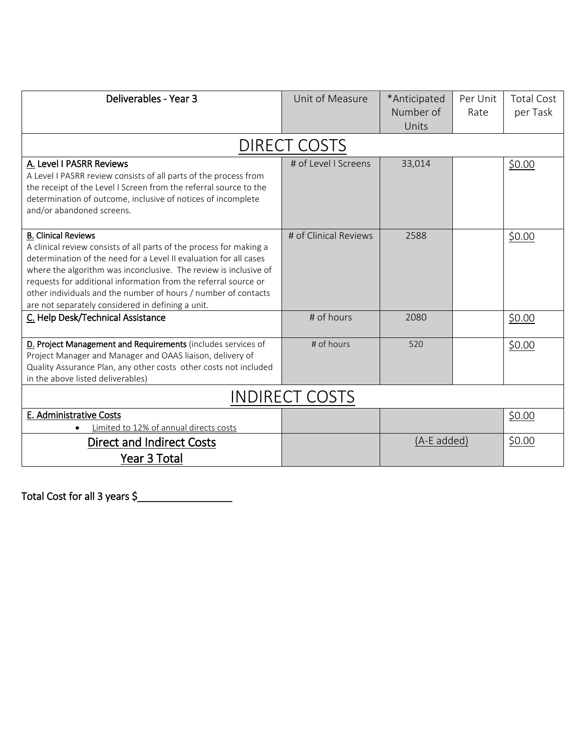| Deliverables - Year 3 | Unit of Measure | *Anticipated Number of Units | Per Unit Rate | Total Cost per Task |
|---|---|---|---|---|
| DIRECT COSTS | | | | |
| A. Level I PASRR Reviews<br>A Level I PASRR review consists of all parts of the process from the receipt of the Level I Screen from the referral source to the determination of outcome, inclusive of notices of incomplete and/or abandoned screens. | # of Level I Screens | 33,014 | | $0.00 |
| B. Clinical Reviews<br>A clinical review consists of all parts of the process for making a determination of the need for a Level II evaluation for all cases where the algorithm was inconclusive. The review is inclusive of requests for additional information from the referral source or other individuals and the number of hours / number of contacts are not separately considered in defining a unit. | # of Clinical Reviews | 2588 | | $0.00 |
| C. Help Desk/Technical Assistance | # of hours | 2080 | | $0.00 |
| D. Project Management and Requirements (includes services of Project Manager and Manager and OAAS liaison, delivery of Quality Assurance Plan, any other costs other costs not included in the above listed deliverables) | # of hours | 520 | | $0.00 |
| INDIRECT COSTS | | | | |
| E. Administrative Costs<br>• Limited to 12% of annual directs costs | | | | $0.00 |
| Direct and Indirect Costs<br>Year 3 Total | | (A-E added) | | $0.00 |

Total Cost for all 3 years $_________________